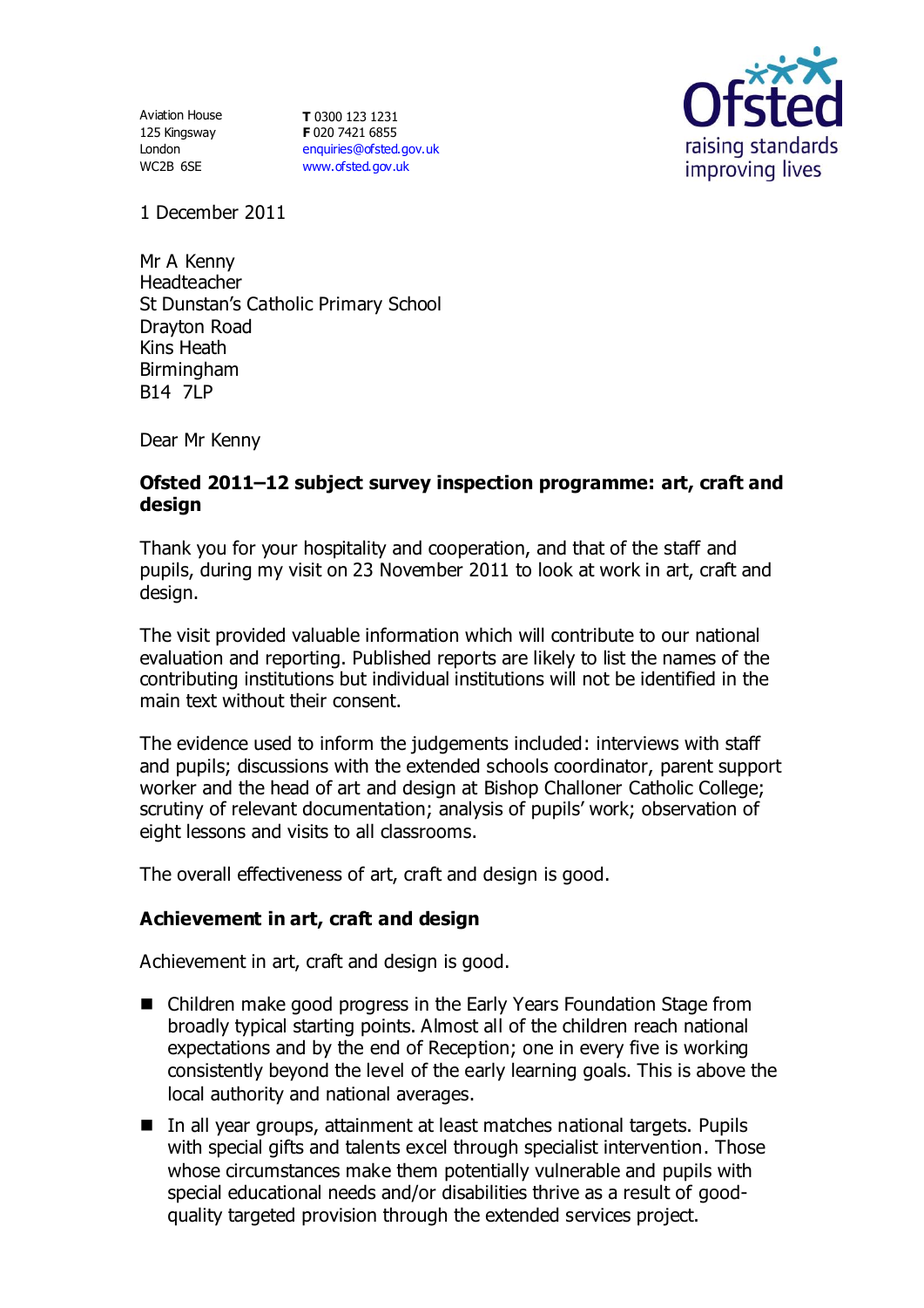Aviation House
125 Kingsway
London
WC2B 6SE

**T** 0300 123 1231
**F** 020 7421 6855
enquiries@ofsted.gov.uk
www.ofsted.gov.uk

Ofsted
raising standards
improving lives

1 December 2011

Mr A Kenny
Headteacher
St Dunstan's Catholic Primary School
Drayton Road
Kins Heath
Birmingham
B14 7LP

Dear Mr Kenny

**Ofsted 2011–12 subject survey inspection programme: art, craft and design**

Thank you for your hospitality and cooperation, and that of the staff and pupils, during my visit on 23 November 2011 to look at work in art, craft and design.

The visit provided valuable information which will contribute to our national evaluation and reporting. Published reports are likely to list the names of the contributing institutions but individual institutions will not be identified in the main text without their consent.

The evidence used to inform the judgements included: interviews with staff and pupils; discussions with the extended schools coordinator, parent support worker and the head of art and design at Bishop Challoner Catholic College; scrutiny of relevant documentation; analysis of pupils' work; observation of eight lessons and visits to all classrooms.

The overall effectiveness of art, craft and design is good.

## Achievement in art, craft and design

Achievement in art, craft and design is good.

- Children make good progress in the Early Years Foundation Stage from broadly typical starting points. Almost all of the children reach national expectations and by the end of Reception; one in every five is working consistently beyond the level of the early learning goals. This is above the local authority and national averages.
- In all year groups, attainment at least matches national targets. Pupils with special gifts and talents excel through specialist intervention. Those whose circumstances make them potentially vulnerable and pupils with special educational needs and/or disabilities thrive as a result of good-quality targeted provision through the extended services project.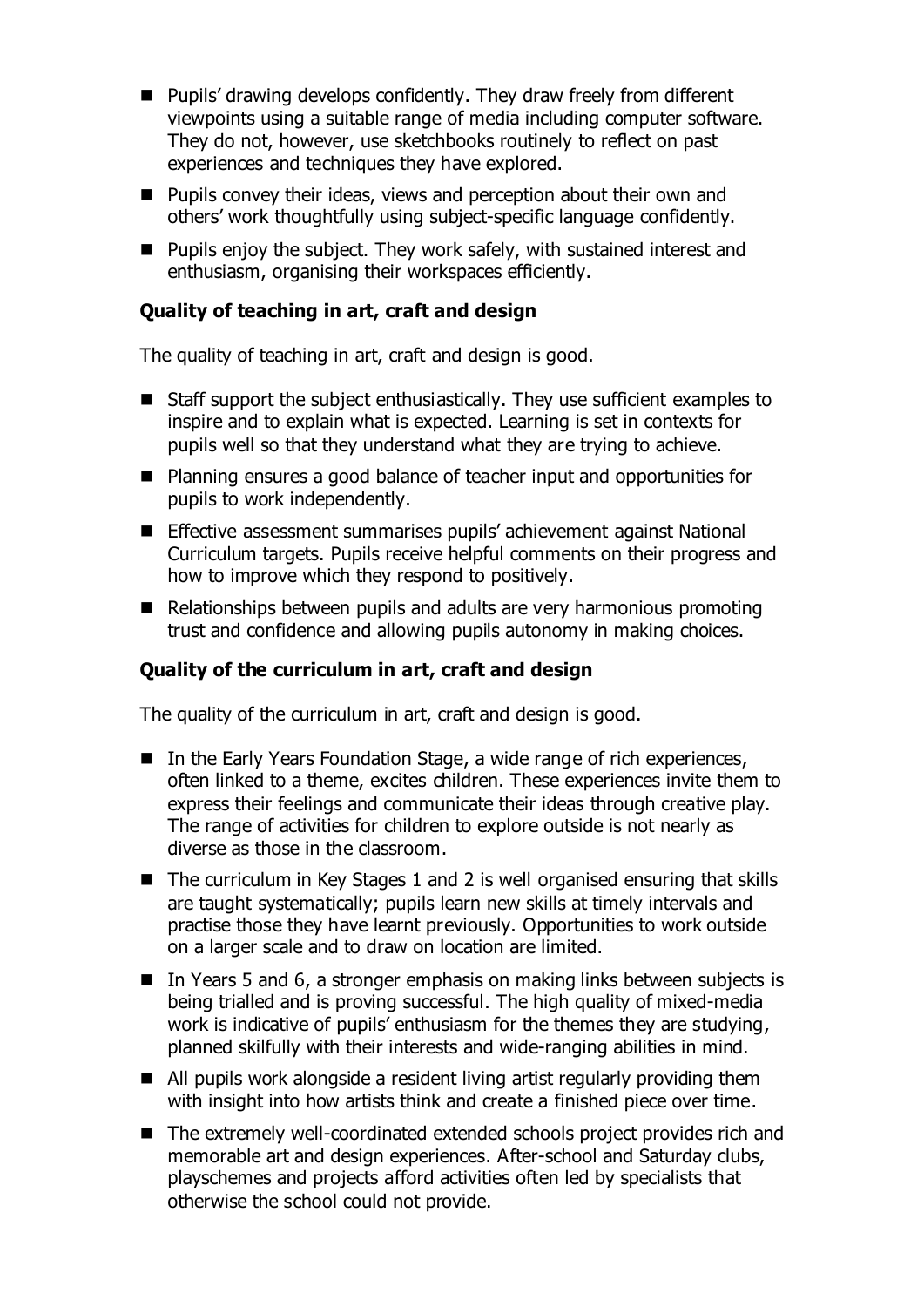- Pupils' drawing develops confidently. They draw freely from different viewpoints using a suitable range of media including computer software. They do not, however, use sketchbooks routinely to reflect on past experiences and techniques they have explored.
- Pupils convey their ideas, views and perception about their own and others' work thoughtfully using subject-specific language confidently.
- Pupils enjoy the subject. They work safely, with sustained interest and enthusiasm, organising their workspaces efficiently.

### Quality of teaching in art, craft and design

The quality of teaching in art, craft and design is good.

- Staff support the subject enthusiastically. They use sufficient examples to inspire and to explain what is expected. Learning is set in contexts for pupils well so that they understand what they are trying to achieve.
- Planning ensures a good balance of teacher input and opportunities for pupils to work independently.
- Effective assessment summarises pupils' achievement against National Curriculum targets. Pupils receive helpful comments on their progress and how to improve which they respond to positively.
- Relationships between pupils and adults are very harmonious promoting trust and confidence and allowing pupils autonomy in making choices.

### Quality of the curriculum in art, craft and design

The quality of the curriculum in art, craft and design is good.

- In the Early Years Foundation Stage, a wide range of rich experiences, often linked to a theme, excites children. These experiences invite them to express their feelings and communicate their ideas through creative play. The range of activities for children to explore outside is not nearly as diverse as those in the classroom.
- The curriculum in Key Stages 1 and 2 is well organised ensuring that skills are taught systematically; pupils learn new skills at timely intervals and practise those they have learnt previously. Opportunities to work outside on a larger scale and to draw on location are limited.
- In Years 5 and 6, a stronger emphasis on making links between subjects is being trialled and is proving successful. The high quality of mixed-media work is indicative of pupils' enthusiasm for the themes they are studying, planned skilfully with their interests and wide-ranging abilities in mind.
- All pupils work alongside a resident living artist regularly providing them with insight into how artists think and create a finished piece over time.
- The extremely well-coordinated extended schools project provides rich and memorable art and design experiences. After-school and Saturday clubs, playschemes and projects afford activities often led by specialists that otherwise the school could not provide.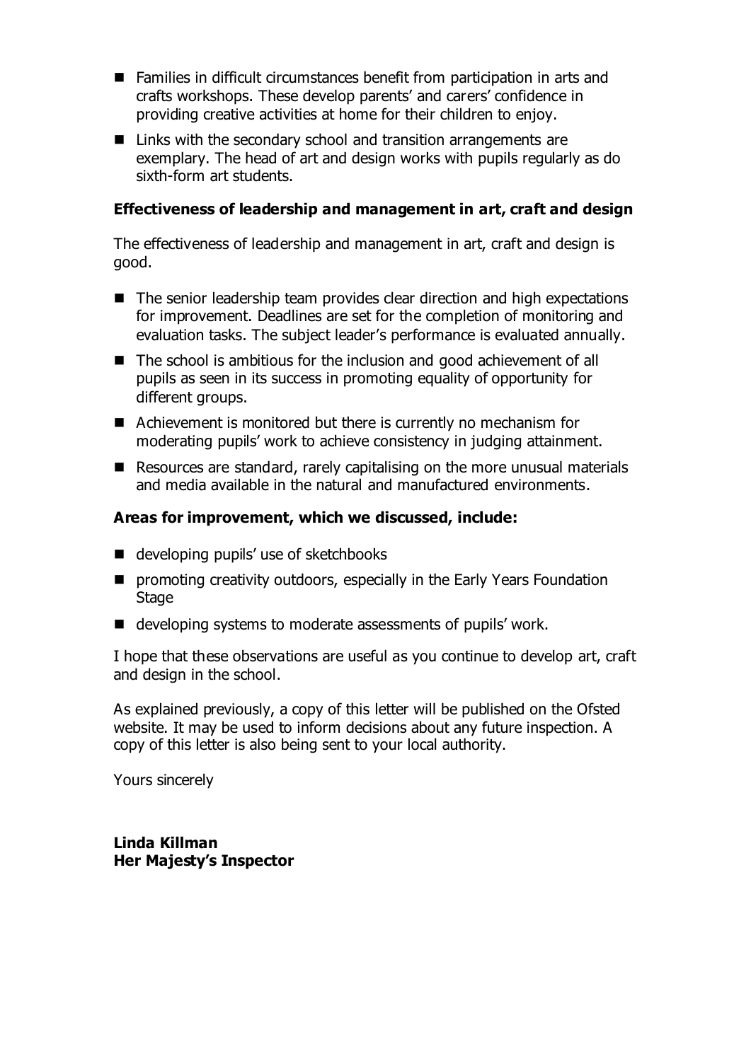- Families in difficult circumstances benefit from participation in arts and crafts workshops. These develop parents' and carers' confidence in providing creative activities at home for their children to enjoy.
- Links with the secondary school and transition arrangements are exemplary. The head of art and design works with pupils regularly as do sixth-form art students.

**Effectiveness of leadership and management in art, craft and design**

The effectiveness of leadership and management in art, craft and design is good.

- The senior leadership team provides clear direction and high expectations for improvement. Deadlines are set for the completion of monitoring and evaluation tasks. The subject leader's performance is evaluated annually.
- The school is ambitious for the inclusion and good achievement of all pupils as seen in its success in promoting equality of opportunity for different groups.
- Achievement is monitored but there is currently no mechanism for moderating pupils' work to achieve consistency in judging attainment.
- Resources are standard, rarely capitalising on the more unusual materials and media available in the natural and manufactured environments.

**Areas for improvement, which we discussed, include:**

- developing pupils' use of sketchbooks
- promoting creativity outdoors, especially in the Early Years Foundation Stage
- developing systems to moderate assessments of pupils' work.

I hope that these observations are useful as you continue to develop art, craft and design in the school.

As explained previously, a copy of this letter will be published on the Ofsted website. It may be used to inform decisions about any future inspection. A copy of this letter is also being sent to your local authority.

Yours sincerely

**Linda Killman**
**Her Majesty's Inspector**